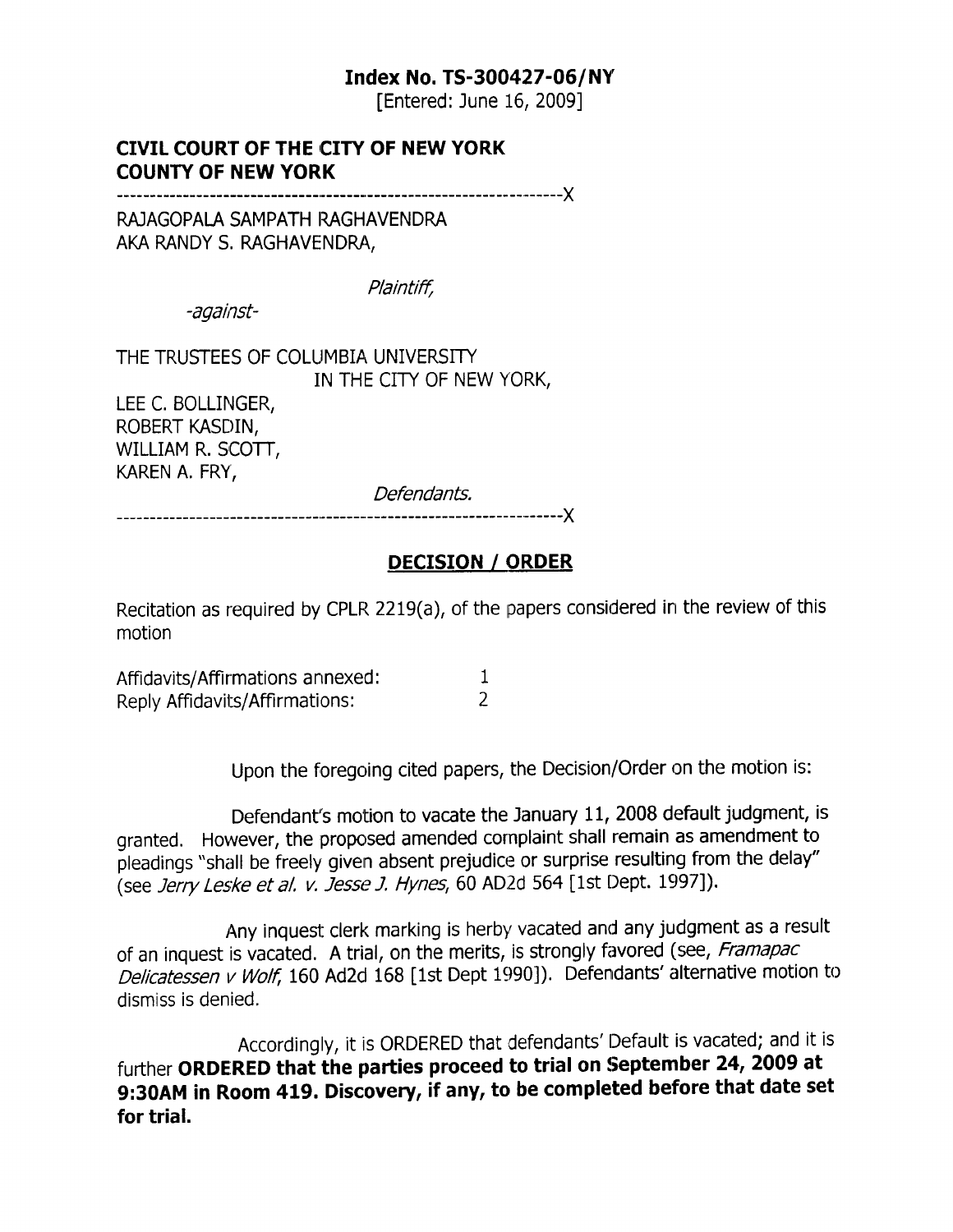**Index No. TS-300427-06/NY**
[Entered: June 16, 2009]

**CIVIL COURT OF THE CITY OF NEW YORK**
**COUNTY OF NEW YORK**

-------------------------------------------------------------------X

RAJAGOPALA SAMPATH RAGHAVENDRA
AKA RANDY S. RAGHAVENDRA,

*Plaintiff,*

*-against-*

THE TRUSTEES OF COLUMBIA UNIVERSITY
IN THE CITY OF NEW YORK,
LEE C. BOLLINGER,
ROBERT KASDIN,
WILLIAM R. SCOTT,
KAREN A. FRY,

*Defendants.*

-------------------------------------------------------------------X

**DECISION / ORDER**

Recitation as required by CPLR 2219(a), of the papers considered in the review of this motion

| | |
|---|---|
| Affidavits/Affirmations annexed: | 1 |
| Reply Affidavits/Affirmations: | 2 |

Upon the foregoing cited papers, the Decision/Order on the motion is:

Defendant's motion to vacate the January 11, 2008 default judgment, is granted. However, the proposed amended complaint shall remain as amendment to pleadings "shall be freely given absent prejudice or surprise resulting from the delay" (see *Jerry Leske et al. v. Jesse J. Hynes*, 60 AD2d 564 [1st Dept. 1997]).

Any inquest clerk marking is herby vacated and any judgment as a result of an inquest is vacated. A trial, on the merits, is strongly favored (see, *Framapac Delicatessen v Wolf*, 160 Ad2d 168 [1st Dept 1990]). Defendants' alternative motion to dismiss is denied.

Accordingly, it is ORDERED that defendants' Default is vacated; and it is further **ORDERED that the parties proceed to trial on September 24, 2009 at 9:30AM in Room 419. Discovery, if any, to be completed before that date set for trial.**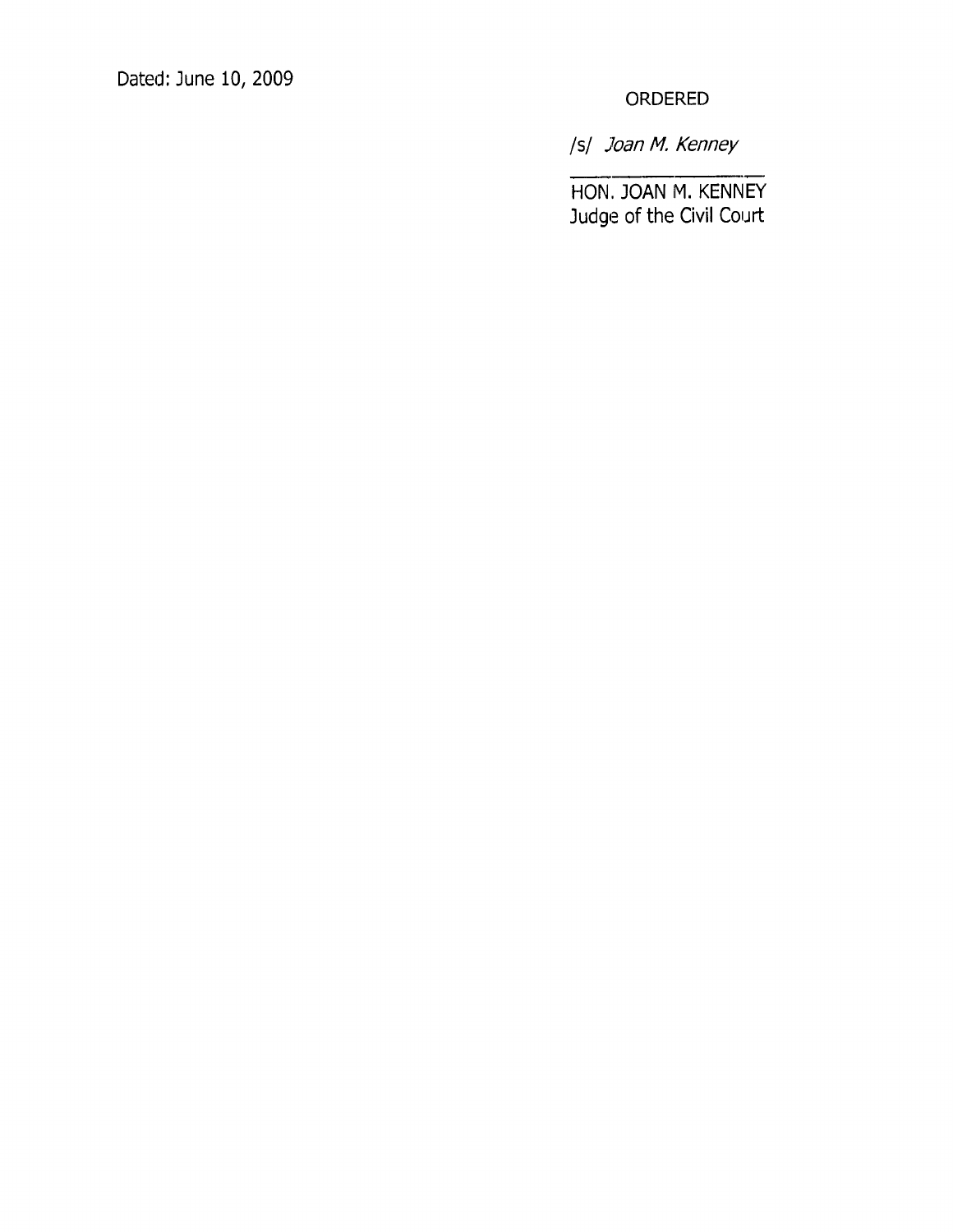Dated: June 10, 2009

ORDERED

/s/ *Joan M. Kenney*

HON. JOAN M. KENNEY
Judge of the Civil Court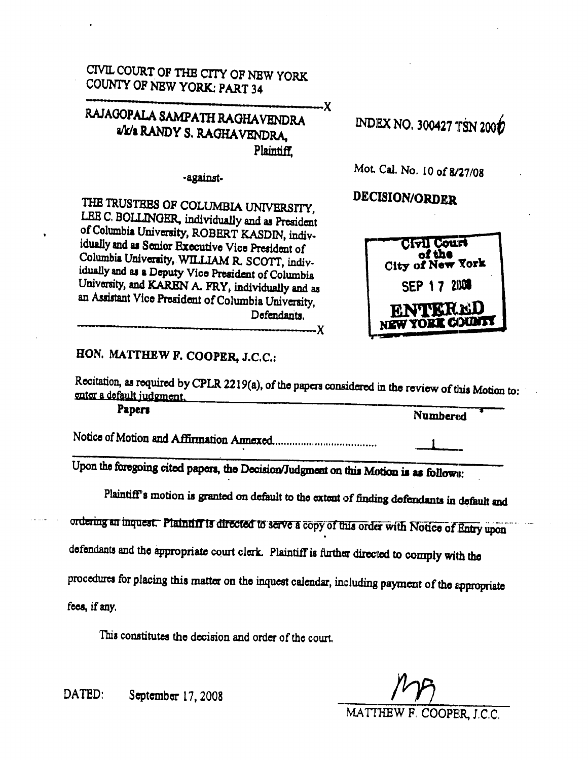CIVIL COURT OF THE CITY OF NEW YORK
COUNTY OF NEW YORK: PART 34

---

RAJAGOPALA SAMPATH RAGHAVENDRA
a/k/a RANDY S. RAGHAVENDRA,
Plaintiff,

-against-

THE TRUSTEES OF COLUMBIA UNIVERSITY, LEE C. BOLLINGER, individually and as President of Columbia University, ROBERT KASDIN, individually and as Senior Executive Vice President of Columbia University, WILLIAM R. SCOTT, individually and as a Deputy Vice President of Columbia University, and KAREN A. FRY, individually and as an Assistant Vice President of Columbia University,
Defendants.

---

INDEX NO. 300427 TSN 2006

Mot. Cal. No. 10 of 8/27/08

**DECISION/ORDER**

Civil Court of the City of New York
SEP 17 2008
ENTERED
NEW YORK COUNTY

**HON. MATTHEW F. COOPER, J.C.C.:**

Recitation, as required by CPLR 2219(a), of the papers considered in the review of this Motion to: enter a default judgment.

| Papers | Numbered |
|---|---|
| Notice of Motion and Affirmation Annexed.................................... | 1 |

Upon the foregoing cited papers, the Decision/Judgment on this Motion is as follows:

Plaintiff's motion is granted on default to the extent of finding defendants in default and ordering an inquest. Plaintiff is directed to serve a copy of this order with Notice of Entry upon defendants and the appropriate court clerk. Plaintiff is further directed to comply with the procedures for placing this matter on the inquest calendar, including payment of the appropriate fees, if any.

This constitutes the decision and order of the court.

DATED: September 17, 2008

MATTHEW F. COOPER, J.C.C.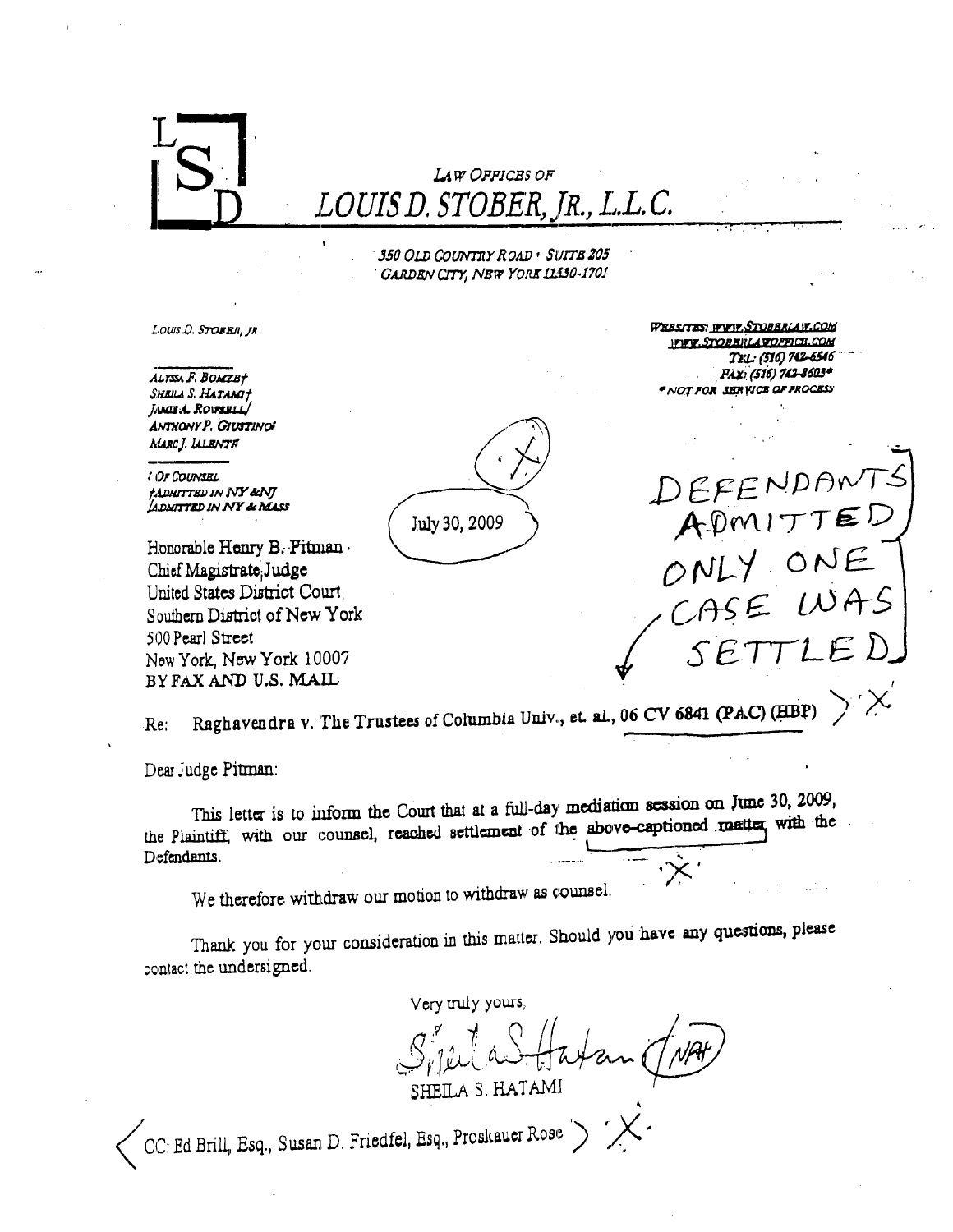# LAW OFFICES OF LOUIS D. STOBER, JR., L.L.C.

350 OLD COUNTRY ROAD · SUITE 205
GARDEN CITY, NEW YORK 11530-1701

LOUIS D. STOBER, JR

ALYSSA F. BOMZE†
SHEILA S. HATAMI†
JAMES A. ROWSELL/
ANTHONY P. GIUSTINO/
MARC J. IALENTI#

/ OF COUNSEL
†ADMITTED IN NY & NJ
/ADMITTED IN NY & MASS

WEBSITES: WWW.STOBERLAW.COM
WWW.STOBERLAWOFFICE.COM
TEL: (516) 742-6546
FAX: (516) 742-8603*
* NOT FOR SERVICE OF PROCESS

July 30, 2009

DEFENDANTS ADMITTED ONLY ONE CASE WAS SETTLED

Honorable Henry B. Pitman
Chief Magistrate Judge
United States District Court
Southern District of New York
500 Pearl Street
New York, New York 10007
BY FAX AND U.S. MAIL

Re: **Raghavendra v. The Trustees of Columbia Univ., et. al., 06 CV 6841 (PAC) (HBP)**

Dear Judge Pitman:

This letter is to inform the Court that at a full-day mediation session on June 30, 2009, the Plaintiff, with our counsel, reached settlement of the above-captioned matter with the Defendants.

We therefore withdraw our motion to withdraw as counsel.

Thank you for your consideration in this matter. Should you have any questions, please contact the undersigned.

Very truly yours,

*Sheila S. Hatami (NAH)*

SHEILA S. HATAMI

CC: Ed Brill, Esq., Susan D. Friedfel, Esq., Proskauer Rose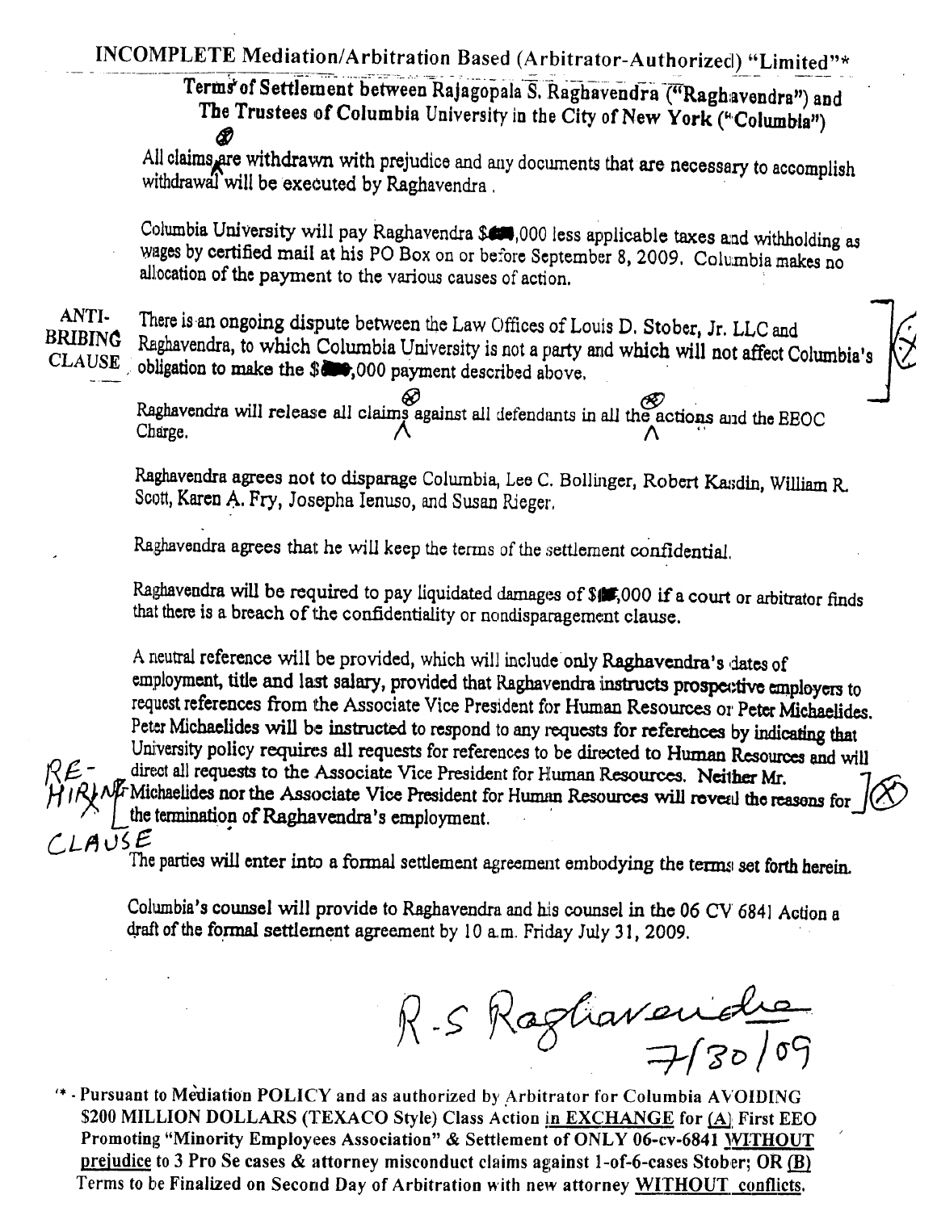INCOMPLETE Mediation/Arbitration Based (Arbitrator-Authorized) "Limited"*

**Terms of Settlement between Rajagopala S. Raghavendra ("Raghavendra") and The Trustees of Columbia University in the City of New York ("Columbia")**

All claims are withdrawn with prejudice and any documents that are necessary to accomplish withdrawal will be executed by Raghavendra.

Columbia University will pay Raghavendra $███,000 less applicable taxes and withholding as wages by certified mail at his PO Box on or before September 8, 2009. Columbia makes no allocation of the payment to the various causes of action.

ANTI-BRIBING CLAUSE — There is an ongoing dispute between the Law Offices of Louis D. Stober, Jr. LLC and Raghavendra, to which Columbia University is not a party and which will not affect Columbia's obligation to make the $███,000 payment described above.

Raghavendra will release all claims against all defendants in all the actions and the EEOC Charge.

Raghavendra agrees not to disparage Columbia, Lee C. Bollinger, Robert Kasdin, William R. Scott, Karen A. Fry, Josepha Ienuso, and Susan Rieger.

Raghavendra agrees that he will keep the terms of the settlement confidential.

Raghavendra will be required to pay liquidated damages of $███,000 if a court or arbitrator finds that there is a breach of the confidentiality or nondisparagement clause.

A neutral reference will be provided, which will include only Raghavendra's dates of employment, title and last salary, provided that Raghavendra instructs prospective employers to request references from the Associate Vice President for Human Resources or Peter Michaelides. Peter Michaelides will be instructed to respond to any requests for references by indicating that University policy requires all requests for references to be directed to Human Resources and will direct all requests to the Associate Vice President for Human Resources. Neither Mr. Michaelides nor the Associate Vice President for Human Resources will reveal the reasons for the termination of Raghavendra's employment.

RE-HIRING CLAUSE

The parties will enter into a formal settlement agreement embodying the terms set forth herein.

Columbia's counsel will provide to Raghavendra and his counsel in the 06 CV 6841 Action a draft of the formal settlement agreement by 10 a.m. Friday July 31, 2009.

R.S Raghavendra
7/30/09

\* - Pursuant to Mediation POLICY and as authorized by Arbitrator for Columbia AVOIDING $200 MILLION DOLLARS (TEXACO Style) Class Action in EXCHANGE for (A) First EEO Promoting "Minority Employees Association" & Settlement of ONLY 06-cv-6841 WITHOUT prejudice to 3 Pro Se cases & attorney misconduct claims against 1-of-6-cases Stober; OR (B) Terms to be Finalized on Second Day of Arbitration with new attorney WITHOUT conflicts.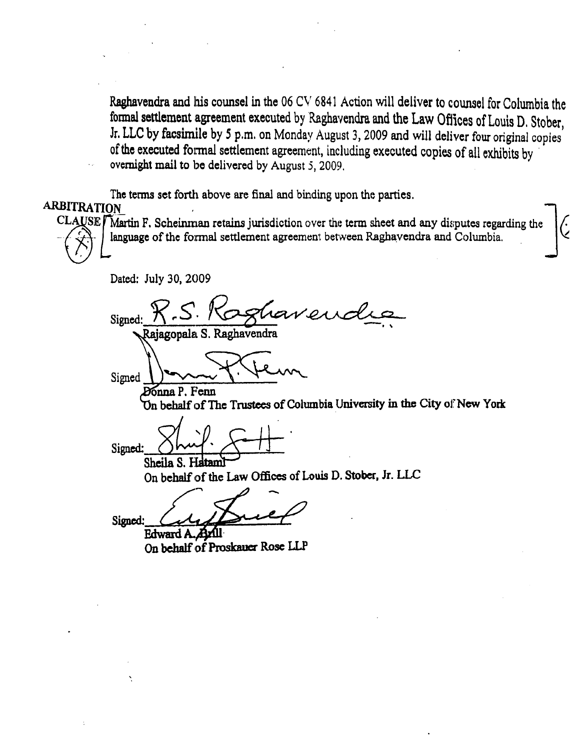Raghavendra and his counsel in the 06 CV 6841 Action will deliver to counsel for Columbia the formal settlement agreement executed by Raghavendra and the Law Offices of Louis D. Stober, Jr. LLC by facsimile by 5 p.m. on Monday August 3, 2009 and will deliver four original copies of the executed formal settlement agreement, including executed copies of all exhibits by overnight mail to be delivered by August 5, 2009.

The terms set forth above are final and binding upon the parties.

ARBITRATION CLAUSE

[ Martin F. Scheinman retains jurisdiction over the term sheet and any disputes regarding the language of the formal settlement agreement between Raghavendra and Columbia. ]

Dated: July 30, 2009

Signed: R.S. Raghavendra
Rajagopala S. Raghavendra

Signed: Donna P. Fenn
Donna P. Fenn
On behalf of The Trustees of Columbia University in the City of New York

Signed: Sheila S. Hatami
Sheila S. Hatami
On behalf of the Law Offices of Louis D. Stober, Jr. LLC

Signed: Edward A. Brill
Edward A. Brill
On behalf of Proskauer Rose LLP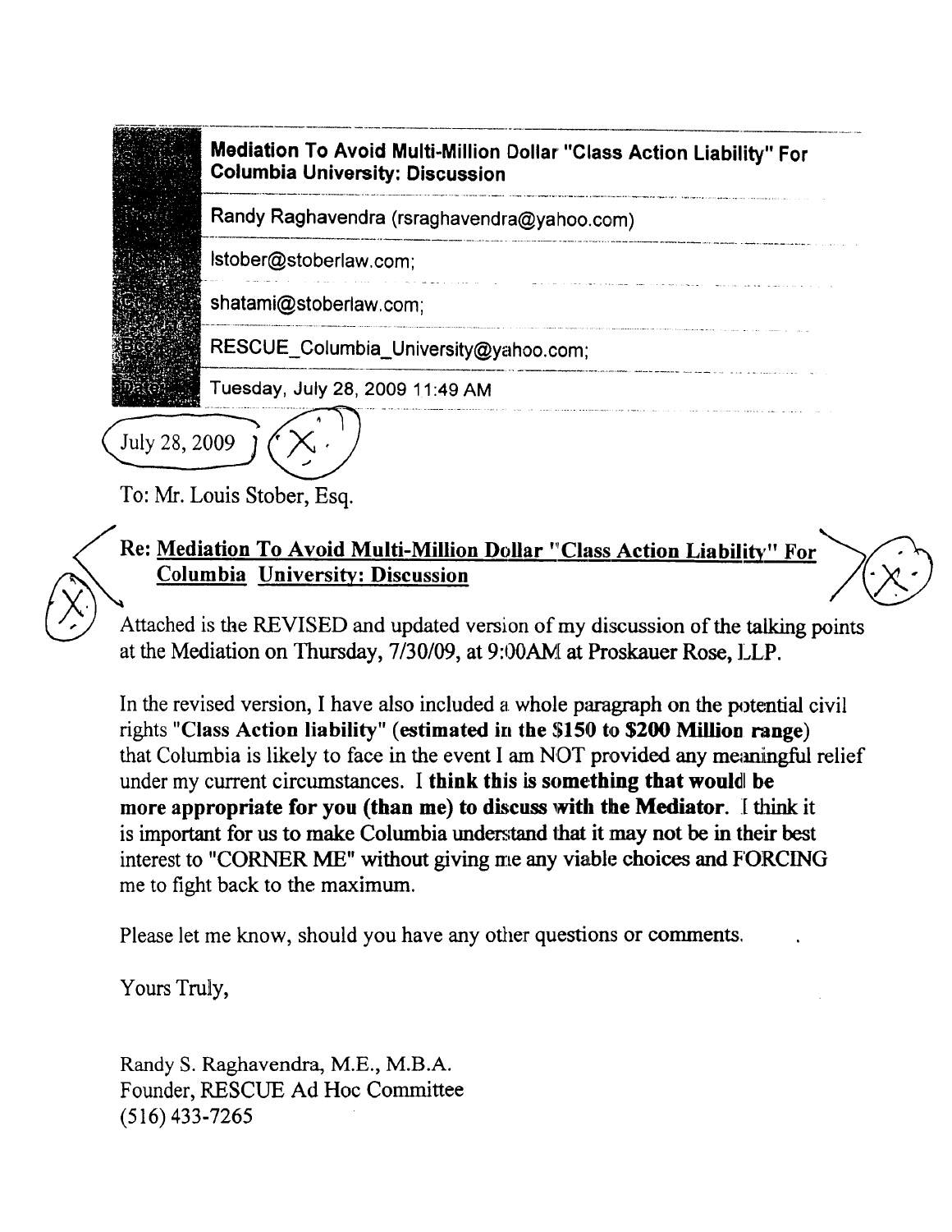| | |
|---|---|
| Subject: | **Mediation To Avoid Multi-Million Dollar "Class Action Liability" For Columbia University: Discussion** |
| From: | Randy Raghavendra (rsraghavendra@yahoo.com) |
| To: | lstober@stoberlaw.com; |
| Cc: | shatami@stoberlaw.com; |
| Bcc: | RESCUE_Columbia_University@yahoo.com; |
| Date: | Tuesday, July 28, 2009 11:49 AM |

July 28, 2009

To: Mr. Louis Stober, Esq.

**Re: <u>Mediation To Avoid Multi-Million Dollar "Class Action Liability" For Columbia University: Discussion</u>**

Attached is the REVISED and updated version of my discussion of the talking points at the Mediation on Thursday, 7/30/09, at 9:00AM at Proskauer Rose, LLP.

In the revised version, I have also included a whole paragraph on the potential civil rights "**Class Action liability**" (**estimated in the $150 to $200 Million range**) that Columbia is likely to face in the event I am NOT provided any meaningful relief under my current circumstances. I **think this is something that would be more appropriate for you (than me) to discuss with the Mediator**. I think it is important for us to make Columbia understand that it may not be in their best interest to "CORNER ME" without giving me any viable choices and FORCING me to fight back to the maximum.

Please let me know, should you have any other questions or comments.

Yours Truly,

Randy S. Raghavendra, M.E., M.B.A.
Founder, RESCUE Ad Hoc Committee
(516) 433-7265